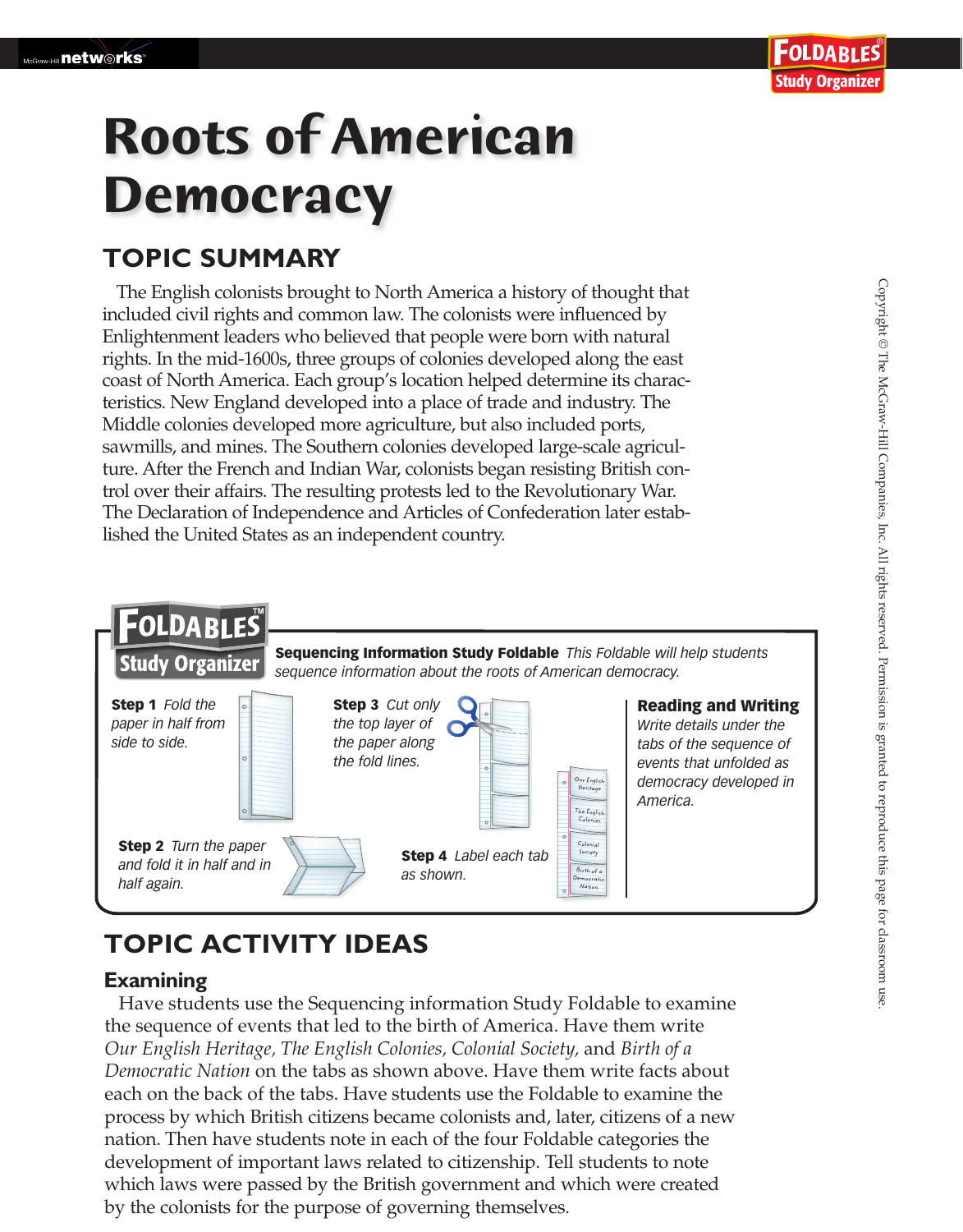# Roots of American Democracy

## TOPIC SUMMARY

The English colonists brought to North America a history of thought that included civil rights and common law. The colonists were influenced by Enlightenment leaders who believed that people were born with natural rights. In the mid-1600s, three groups of colonies developed along the east coast of North America. Each group's location helped determine its characteristics. New England developed into a place of trade and industry. The Middle colonies developed more agriculture, but also included ports, sawmills, and mines. The Southern colonies developed large-scale agriculture. After the French and Indian War, colonists began resisting British control over their affairs. The resulting protests led to the Revolutionary War. The Declaration of Independence and Articles of Confederation later established the United States as an independent country.

**FOLDABLES Study Organizer**

**Sequencing Information Study Foldable** *This Foldable will help students sequence information about the roots of American democracy.*

**Step 1** *Fold the paper in half from side to side.*

**Step 2** *Turn the paper and fold it in half and in half again.*

**Step 3** *Cut only the top layer of the paper along the fold lines.*

**Step 4** *Label each tab as shown.*

Our English Heritage / The English Colonies / Colonial Society / Birth of a Democratic Nation

**Reading and Writing**
*Write details under the tabs of the sequence of events that unfolded as democracy developed in America.*

## TOPIC ACTIVITY IDEAS

### Examining

Have students use the Sequencing information Study Foldable to examine the sequence of events that led to the birth of America. Have them write *Our English Heritage, The English Colonies, Colonial Society,* and *Birth of a Democratic Nation* on the tabs as shown above. Have them write facts about each on the back of the tabs. Have students use the Foldable to examine the process by which British citizens became colonists and, later, citizens of a new nation. Then have students note in each of the four Foldable categories the development of important laws related to citizenship. Tell students to note which laws were passed by the British government and which were created by the colonists for the purpose of governing themselves.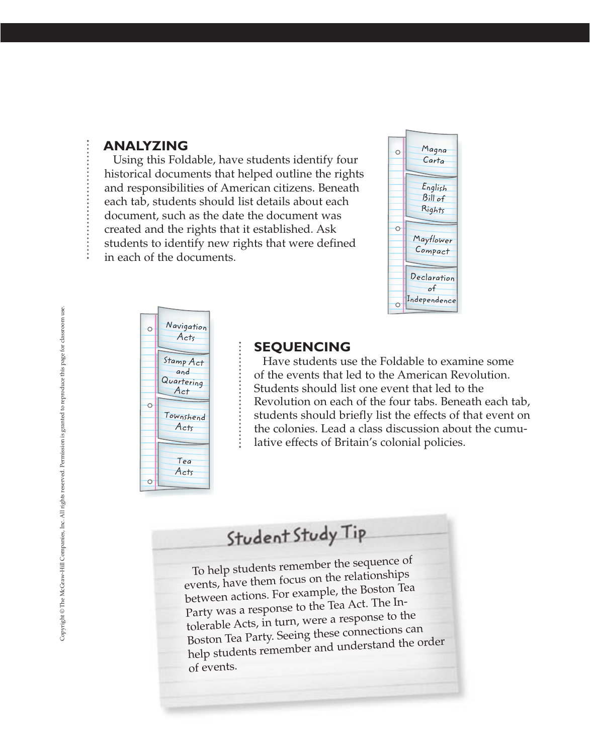## ANALYZING

Using this Foldable, have students identify four historical documents that helped outline the rights and responsibilities of American citizens. Beneath each tab, students should list details about each document, such as the date the document was created and the rights that it established. Ask students to identify new rights that were defined in each of the documents.

Magna Carta

English Bill of Rights

Mayflower Compact

Declaration of Independence

## SEQUENCING

Have students use the Foldable to examine some of the events that led to the American Revolution. Students should list one event that led to the Revolution on each of the four tabs. Beneath each tab, students should briefly list the effects of that event on the colonies. Lead a class discussion about the cumulative effects of Britain's colonial policies.

Navigation Acts

Stamp Act and Quartering Act

Townshend Acts

Tea Acts

## Student Study Tip

To help students remember the sequence of events, have them focus on the relationships between actions. For example, the Boston Tea Party was a response to the Tea Act. The Intolerable Acts, in turn, were a response to the Boston Tea Party. Seeing these connections can help students remember and understand the order of events.